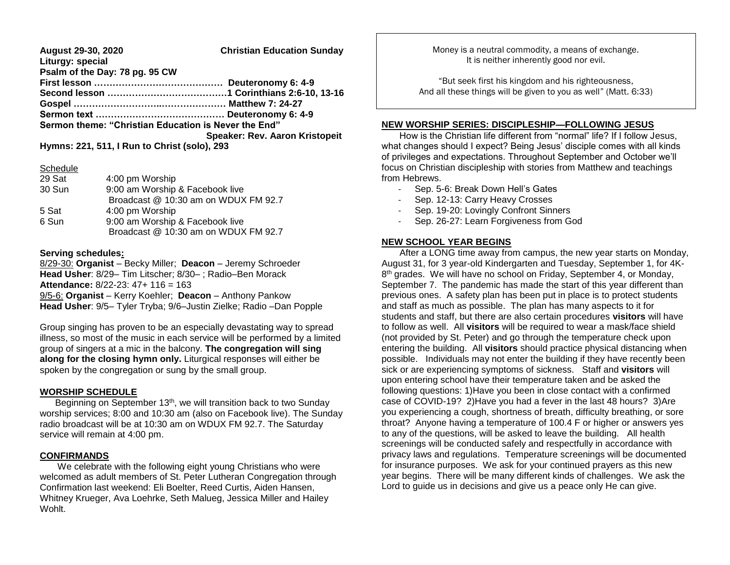**August 29-30, 2020** **Christian Education Sunday**

**Liturgy: special**

**Psalm of the Day: 78 pg. 95 CW**

**First lesson …………………………………… Deuteronomy 6: 4-9**

**Second lesson …………………………………1 Corinthians 2:6-10, 13-16**

**Gospel …………………………..………………. Matthew 7: 24-27**

**Sermon text …………………………………… Deuteronomy 6: 4-9**

**Sermon theme: "Christian Education is Never the End"**

**Speaker: Rev. Aaron Kristopeit**

**Hymns: 221, 511, I Run to Christ (solo), 293**

Schedule

| | |
|---|---|
| 29 Sat | 4:00 pm Worship |
| 30 Sun | 9:00 am Worship & Facebook live<br>Broadcast @ 10:30 am on WDUX FM 92.7 |
| 5 Sat | 4:00 pm Worship |
| 6 Sun | 9:00 am Worship & Facebook live<br>Broadcast @ 10:30 am on WDUX FM 92.7 |

**Serving schedules:**

8/29-30: **Organist** – Becky Miller; **Deacon** – Jeremy Schroeder
**Head Usher**: 8/29– Tim Litscher; 8/30– ; Radio–Ben Morack
**Attendance:** 8/22-23: 47+ 116 = 163
9/5-6: **Organist** – Kerry Koehler; **Deacon** – Anthony Pankow
**Head Usher**: 9/5– Tyler Tryba; 9/6–Justin Zielke; Radio –Dan Popple

Group singing has proven to be an especially devastating way to spread illness, so most of the music in each service will be performed by a limited group of singers at a mic in the balcony. **The congregation will sing along for the closing hymn only.** Liturgical responses will either be spoken by the congregation or sung by the small group.

## WORSHIP SCHEDULE

Beginning on September 13th, we will transition back to two Sunday worship services; 8:00 and 10:30 am (also on Facebook live). The Sunday radio broadcast will be at 10:30 am on WDUX FM 92.7. The Saturday service will remain at 4:00 pm.

## CONFIRMANDS

We celebrate with the following eight young Christians who were welcomed as adult members of St. Peter Lutheran Congregation through Confirmation last weekend: Eli Boelter, Reed Curtis, Aiden Hansen, Whitney Krueger, Ava Loehrke, Seth Malueg, Jessica Miller and Hailey Wohlt.

Money is a neutral commodity, a means of exchange.
It is neither inherently good nor evil.

"But seek first his kingdom and his righteousness,
And all these things will be given to you as well" (Matt. 6:33)

## NEW WORSHIP SERIES: DISCIPLESHIP—FOLLOWING JESUS

How is the Christian life different from "normal" life? If I follow Jesus, what changes should I expect? Being Jesus' disciple comes with all kinds of privileges and expectations. Throughout September and October we'll focus on Christian discipleship with stories from Matthew and teachings from Hebrews.

- Sep. 5-6: Break Down Hell's Gates
- Sep. 12-13: Carry Heavy Crosses
- Sep. 19-20: Lovingly Confront Sinners
- Sep. 26-27: Learn Forgiveness from God

## NEW SCHOOL YEAR BEGINS

After a LONG time away from campus, the new year starts on Monday, August 31, for 3 year-old Kindergarten and Tuesday, September 1, for 4K-8th grades. We will have no school on Friday, September 4, or Monday, September 7. The pandemic has made the start of this year different than previous ones. A safety plan has been put in place is to protect students and staff as much as possible. The plan has many aspects to it for students and staff, but there are also certain procedures **visitors** will have to follow as well. All **visitors** will be required to wear a mask/face shield (not provided by St. Peter) and go through the temperature check upon entering the building. All **visitors** should practice physical distancing when possible. Individuals may not enter the building if they have recently been sick or are experiencing symptoms of sickness. Staff and **visitors** will upon entering school have their temperature taken and be asked the following questions: 1)Have you been in close contact with a confirmed case of COVID-19? 2)Have you had a fever in the last 48 hours? 3)Are you experiencing a cough, shortness of breath, difficulty breathing, or sore throat? Anyone having a temperature of 100.4 F or higher or answers yes to any of the questions, will be asked to leave the building. All health screenings will be conducted safely and respectfully in accordance with privacy laws and regulations. Temperature screenings will be documented for insurance purposes. We ask for your continued prayers as this new year begins. There will be many different kinds of challenges. We ask the Lord to guide us in decisions and give us a peace only He can give.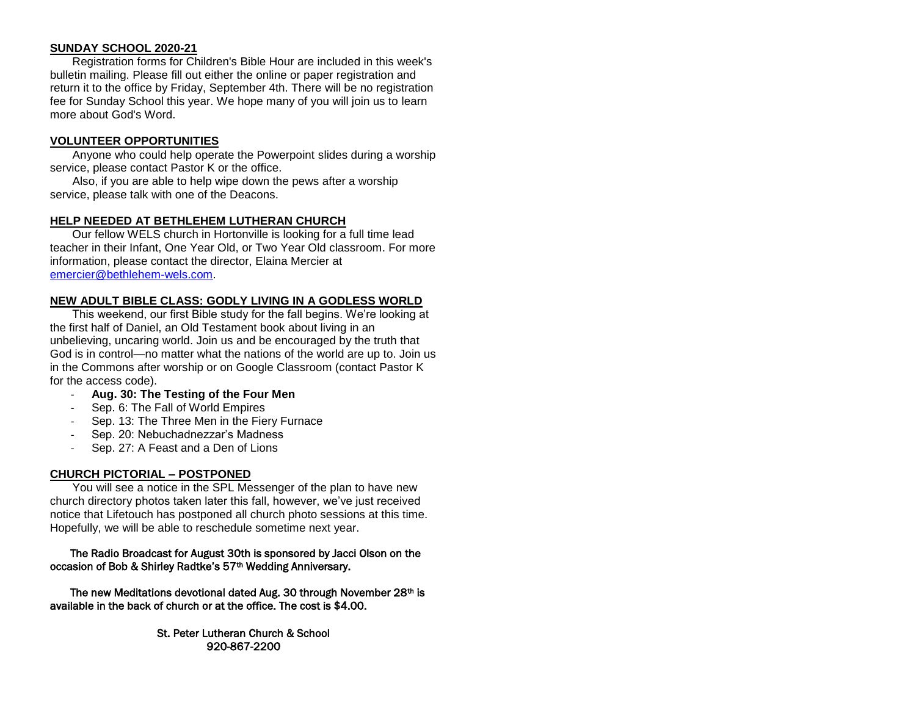## SUNDAY SCHOOL 2020-21

Registration forms for Children's Bible Hour are included in this week's bulletin mailing. Please fill out either the online or paper registration and return it to the office by Friday, September 4th. There will be no registration fee for Sunday School this year. We hope many of you will join us to learn more about God's Word.

## VOLUNTEER OPPORTUNITIES

Anyone who could help operate the Powerpoint slides during a worship service, please contact Pastor K or the office.

Also, if you are able to help wipe down the pews after a worship service, please talk with one of the Deacons.

## HELP NEEDED AT BETHLEHEM LUTHERAN CHURCH

Our fellow WELS church in Hortonville is looking for a full time lead teacher in their Infant, One Year Old, or Two Year Old classroom. For more information, please contact the director, Elaina Mercier at emercier@bethlehem-wels.com.

## NEW ADULT BIBLE CLASS: GODLY LIVING IN A GODLESS WORLD

This weekend, our first Bible study for the fall begins. We're looking at the first half of Daniel, an Old Testament book about living in an unbelieving, uncaring world. Join us and be encouraged by the truth that God is in control—no matter what the nations of the world are up to. Join us in the Commons after worship or on Google Classroom (contact Pastor K for the access code).

- **Aug. 30: The Testing of the Four Men**
- Sep. 6: The Fall of World Empires
- Sep. 13: The Three Men in the Fiery Furnace
- Sep. 20: Nebuchadnezzar's Madness
- Sep. 27: A Feast and a Den of Lions

## CHURCH PICTORIAL – POSTPONED

You will see a notice in the SPL Messenger of the plan to have new church directory photos taken later this fall, however, we've just received notice that Lifetouch has postponed all church photo sessions at this time. Hopefully, we will be able to reschedule sometime next year.

**The Radio Broadcast for August 30th is sponsored by Jacci Olson on the occasion of Bob & Shirley Radtke's 57th Wedding Anniversary.**

**The new Meditations devotional dated Aug. 30 through November 28th is available in the back of church or at the office. The cost is $4.00.**

St. Peter Lutheran Church & School
920-867-2200